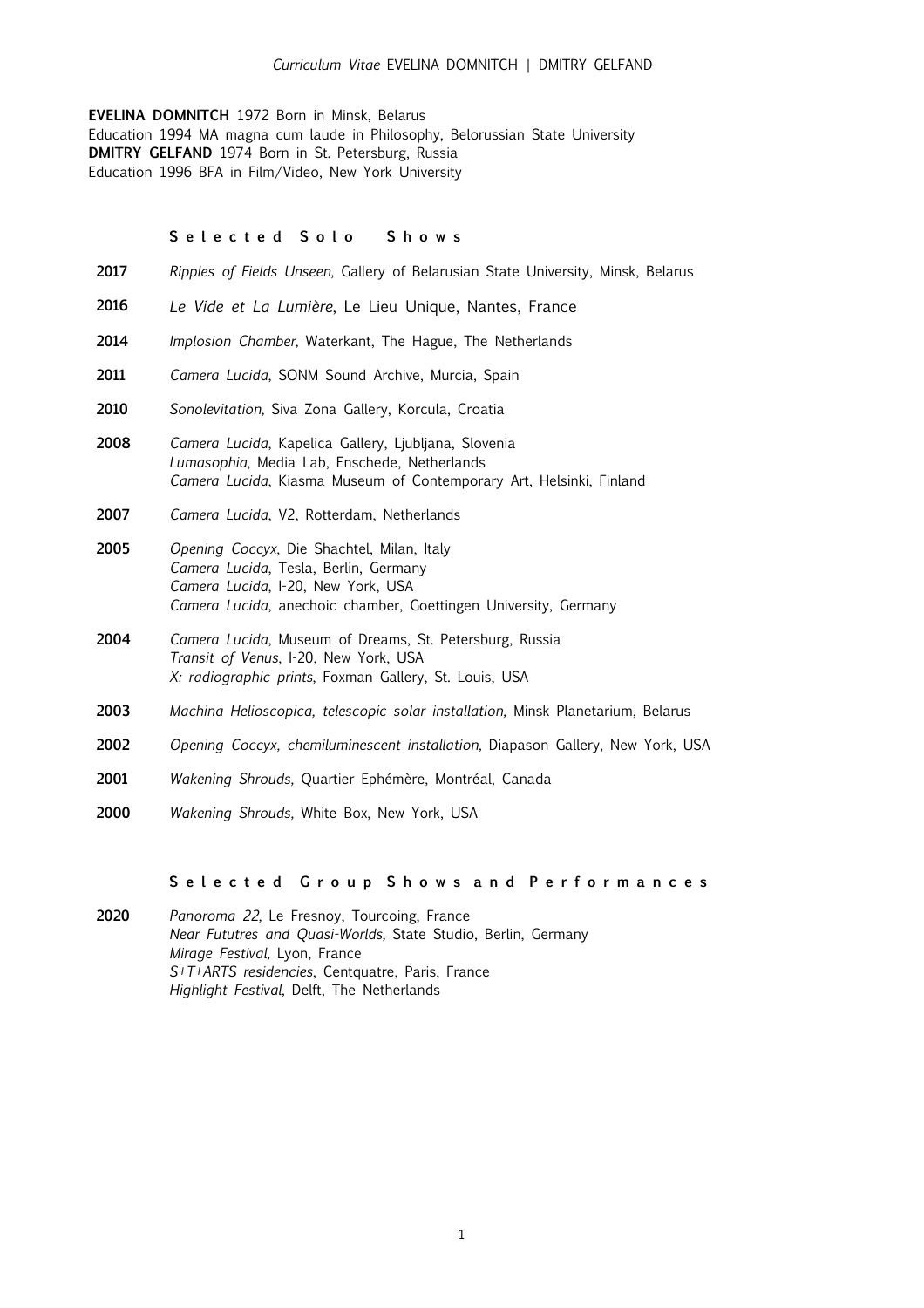**EVELINA DOMNITCH** 1972 Born in Minsk, Belarus
Education 1994 MA magna cum laude in Philosophy, Belorussian State University
**DMITRY GELFAND** 1974 Born in St. Petersburg, Russia
Education 1996 BFA in Film/Video, New York University

## Selected Solo Shows

**2017** *Ripples of Fields Unseen,* Gallery of Belarusian State University, Minsk, Belarus

**2016** *Le Vide et La Lumière*, Le Lieu Unique, Nantes, France

**2014** *Implosion Chamber,* Waterkant, The Hague, The Netherlands

**2011** *Camera Lucida*, SONM Sound Archive, Murcia, Spain

**2010** *Sonolevitation,* Siva Zona Gallery, Korcula, Croatia

**2008** *Camera Lucida*, Kapelica Gallery, Ljubljana, Slovenia
*Lumasophia*, Media Lab, Enschede, Netherlands
*Camera Lucida*, Kiasma Museum of Contemporary Art, Helsinki, Finland

**2007** *Camera Lucida*, V2, Rotterdam, Netherlands

**2005** *Opening Coccyx*, Die Shachtel, Milan, Italy
*Camera Lucida*, Tesla, Berlin, Germany
*Camera Lucida*, I-20, New York, USA
*Camera Lucida*, anechoic chamber, Goettingen University, Germany

**2004** *Camera Lucida*, Museum of Dreams, St. Petersburg, Russia
*Transit of Venus*, I-20, New York, USA
*X: radiographic prints*, Foxman Gallery, St. Louis, USA

**2003** *Machina Helioscopica, telescopic solar installation,* Minsk Planetarium, Belarus

**2002** *Opening Coccyx, chemiluminescent installation,* Diapason Gallery, New York, USA

**2001** *Wakening Shrouds,* Quartier Ephémère, Montréal, Canada

**2000** *Wakening Shrouds,* White Box, New York, USA

## Selected Group Shows and Performances

**2020** *Panoroma 22,* Le Fresnoy, Tourcoing, France
*Near Fututres and Quasi-Worlds,* State Studio, Berlin, Germany
*Mirage Festival,* Lyon, France
*S+T+ARTS residencies*, Centquatre, Paris, France
*Highlight Festival,* Delft, The Netherlands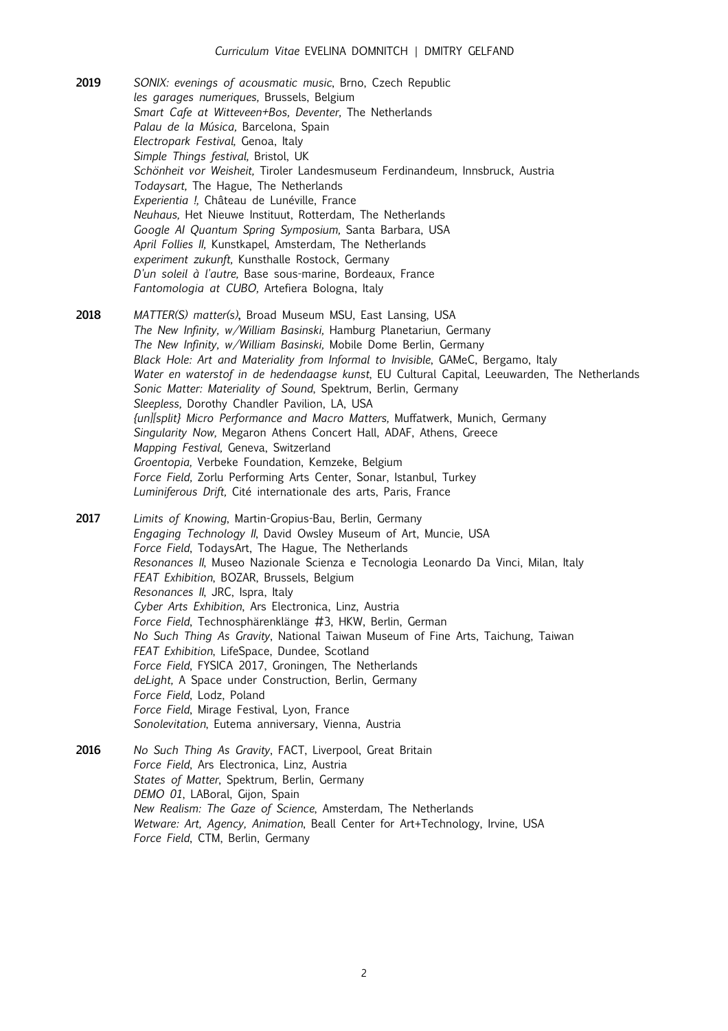**2019**

*SONIX: evenings of acousmatic music*, Brno, Czech Republic
*les garages numeriques,* Brussels, Belgium
*Smart Cafe at Witteveen+Bos, Deventer,* The Netherlands
*Palau de la Música,* Barcelona, Spain
*Electropark Festival,* Genoa, Italy
*Simple Things festival,* Bristol, UK
*Schönheit vor Weisheit,* Tiroler Landesmuseum Ferdinandeum, Innsbruck, Austria
*Todaysart,* The Hague, The Netherlands
*Experientia !,* Château de Lunéville, France
*Neuhaus,* Het Nieuwe Instituut, Rotterdam, The Netherlands
*Google AI Quantum Spring Symposium,* Santa Barbara, USA
*April Follies II,* Kunstkapel, Amsterdam, The Netherlands
*experiment zukunft,* Kunsthalle Rostock, Germany
*D'un soleil à l'autre,* Base sous-marine, Bordeaux, France
*Fantomologia at CUBO,* Artefiera Bologna, Italy

**2018**

*MATTER(S) matter(s)*, Broad Museum MSU, East Lansing, USA
*The New Infinity, w/William Basinski,* Hamburg Planetariun, Germany
*The New Infinity, w/William Basinski,* Mobile Dome Berlin, Germany
*Black Hole: Art and Materiality from Informal to Invisible*, GAMeC, Bergamo, Italy
*Water en waterstof in de hedendaagse kunst*, EU Cultural Capital, Leeuwarden, The Netherlands
*Sonic Matter: Materiality of Sound*, Spektrum, Berlin, Germany
*Sleepless,* Dorothy Chandler Pavilion, LA, USA
*{un][split} Micro Performance and Macro Matters,* Muffatwerk, Munich, Germany
*Singularity Now,* Megaron Athens Concert Hall, ADAF, Athens, Greece
*Mapping Festival,* Geneva, Switzerland
*Groentopia,* Verbeke Foundation, Kemzeke, Belgium
*Force Field,* Zorlu Performing Arts Center, Sonar, Istanbul, Turkey
*Luminiferous Drift,* Cité internationale des arts, Paris, France

**2017**

*Limits of Knowing*, Martin-Gropius-Bau, Berlin, Germany
*Engaging Technology II*, David Owsley Museum of Art, Muncie, USA
*Force Field*, TodaysArt, The Hague, The Netherlands
*Resonances II*, Museo Nazionale Scienza e Tecnologia Leonardo Da Vinci, Milan, Italy
*FEAT Exhibition*, BOZAR, Brussels, Belgium
*Resonances II*, JRC, Ispra, Italy
*Cyber Arts Exhibition*, Ars Electronica, Linz, Austria
*Force Field*, Technosphärenklänge #3, HKW, Berlin, German
*No Such Thing As Gravity*, National Taiwan Museum of Fine Arts, Taichung, Taiwan
*FEAT Exhibition*, LifeSpace, Dundee, Scotland
*Force Field*, FYSICA 2017, Groningen, The Netherlands
*deLight,* A Space under Construction, Berlin, Germany
*Force Field*, Lodz, Poland
*Force Field*, Mirage Festival, Lyon, France
*Sonolevitation*, Eutema anniversary, Vienna, Austria

**2016**

*No Such Thing As Gravity*, FACT, Liverpool, Great Britain
*Force Field*, Ars Electronica, Linz, Austria
*States of Matter*, Spektrum, Berlin, Germany
*DEMO 01*, LABoral, Gijon, Spain
*New Realism: The Gaze of Science*, Amsterdam, The Netherlands
*Wetware: Art, Agency, Animation*, Beall Center for Art+Technology, Irvine, USA
*Force Field*, CTM, Berlin, Germany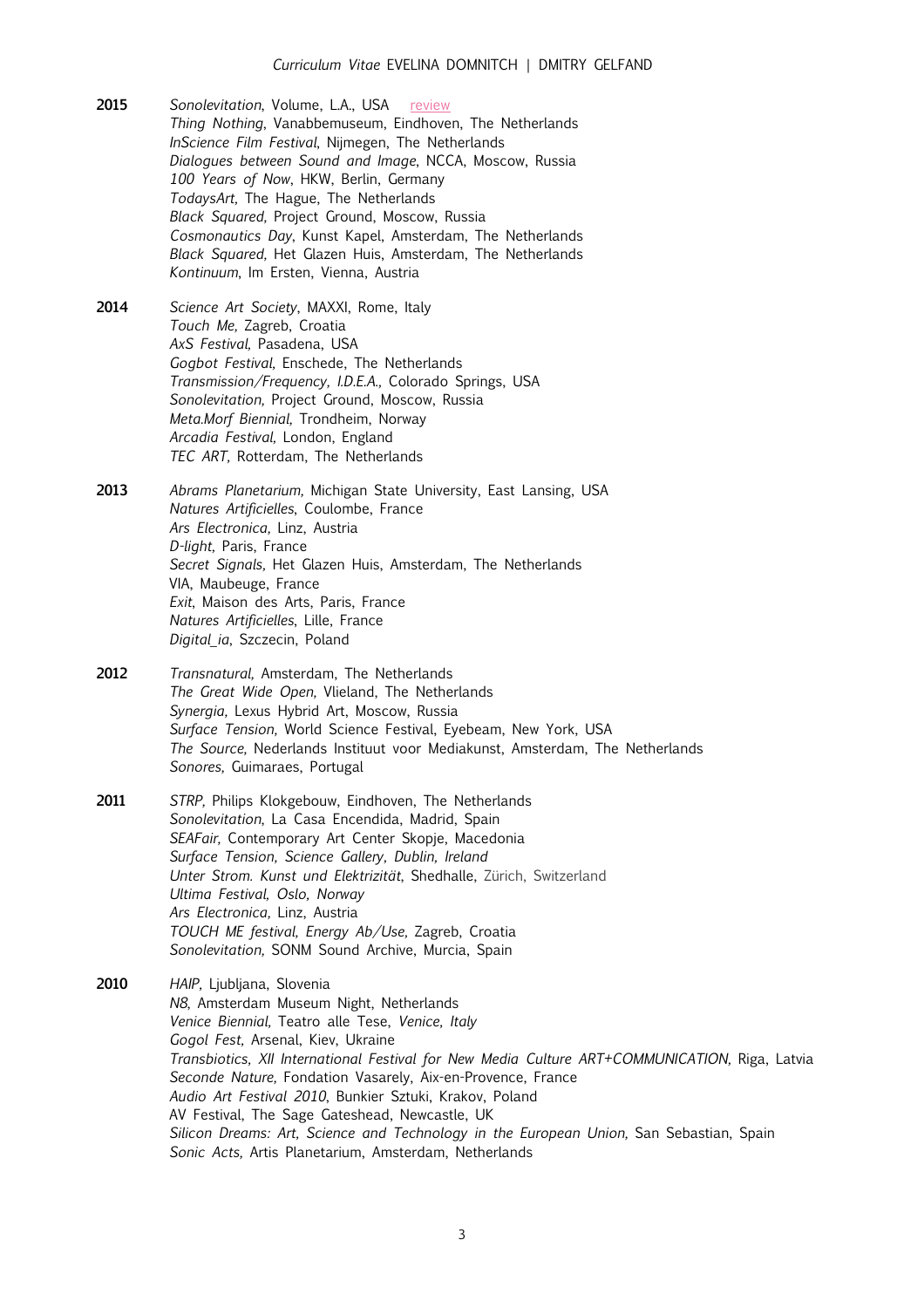**2015**

*Sonolevitation*, Volume, L.A., USA review
*Thing Nothing*, Vanabbemuseum, Eindhoven, The Netherlands
*InScience Film Festival*, Nijmegen, The Netherlands
*Dialogues between Sound and Image*, NCCA, Moscow, Russia
*100 Years of Now*, HKW, Berlin, Germany
*TodaysArt*, The Hague, The Netherlands
*Black Squared,* Project Ground, Moscow, Russia
*Cosmonautics Day*, Kunst Kapel, Amsterdam, The Netherlands
*Black Squared,* Het Glazen Huis, Amsterdam, The Netherlands
*Kontinuum*, Im Ersten, Vienna, Austria

**2014**

*Science Art Society*, MAXXI, Rome, Italy
*Touch Me,* Zagreb, Croatia
*AxS Festival,* Pasadena, USA
*Gogbot Festival,* Enschede, The Netherlands
*Transmission/Frequency, I.D.E.A.,* Colorado Springs, USA
*Sonolevitation,* Project Ground, Moscow, Russia
*Meta.Morf Biennial,* Trondheim, Norway
*Arcadia Festival,* London, England
*TEC ART,* Rotterdam, The Netherlands

**2013**

*Abrams Planetarium,* Michigan State University, East Lansing, USA
*Natures Artificielles*, Coulombe, France
*Ars Electronica,* Linz, Austria
*D-light*, Paris, France
*Secret Signals,* Het Glazen Huis, Amsterdam, The Netherlands
VIA, Maubeuge, France
*Exit*, Maison des Arts, Paris, France
*Natures Artificielles*, Lille, France
*Digital_ia*, Szczecin, Poland

**2012**

*Transnatural,* Amsterdam, The Netherlands
*The Great Wide Open,* Vlieland, The Netherlands
*Synergia,* Lexus Hybrid Art, Moscow, Russia
*Surface Tension,* World Science Festival, Eyebeam, New York, USA
*The Source,* Nederlands Instituut voor Mediakunst, Amsterdam, The Netherlands
*Sonores,* Guimaraes, Portugal

**2011**

*STRP,* Philips Klokgebouw, Eindhoven, The Netherlands
*Sonolevitation*, La Casa Encendida, Madrid, Spain
*SEAFair,* Contemporary Art Center Skopje, Macedonia
*Surface Tension, Science Gallery, Dublin, Ireland*
*Unter Strom. Kunst und Elektrizität*, Shedhalle, Zürich, Switzerland
*Ultima Festival, Oslo, Norway*
*Ars Electronica,* Linz, Austria
*TOUCH ME festival, Energy Ab/Use,* Zagreb, Croatia
*Sonolevitation,* SONM Sound Archive, Murcia, Spain

**2010**

*HAIP*, Ljubljana, Slovenia
*N8*, Amsterdam Museum Night, Netherlands
*Venice Biennial*, Teatro alle Tese, *Venice, Italy*
*Gogol Fest,* Arsenal, Kiev, Ukraine
*Transbiotics, XII International Festival for New Media Culture ART+COMMUNICATION,* Riga, Latvia
*Seconde Nature,* Fondation Vasarely, Aix-en-Provence, France
*Audio Art Festival 2010*, Bunkier Sztuki, Krakov, Poland
AV Festival, The Sage Gateshead, Newcastle, UK
*Silicon Dreams: Art, Science and Technology in the European Union,* San Sebastian, Spain
*Sonic Acts,* Artis Planetarium, Amsterdam, Netherlands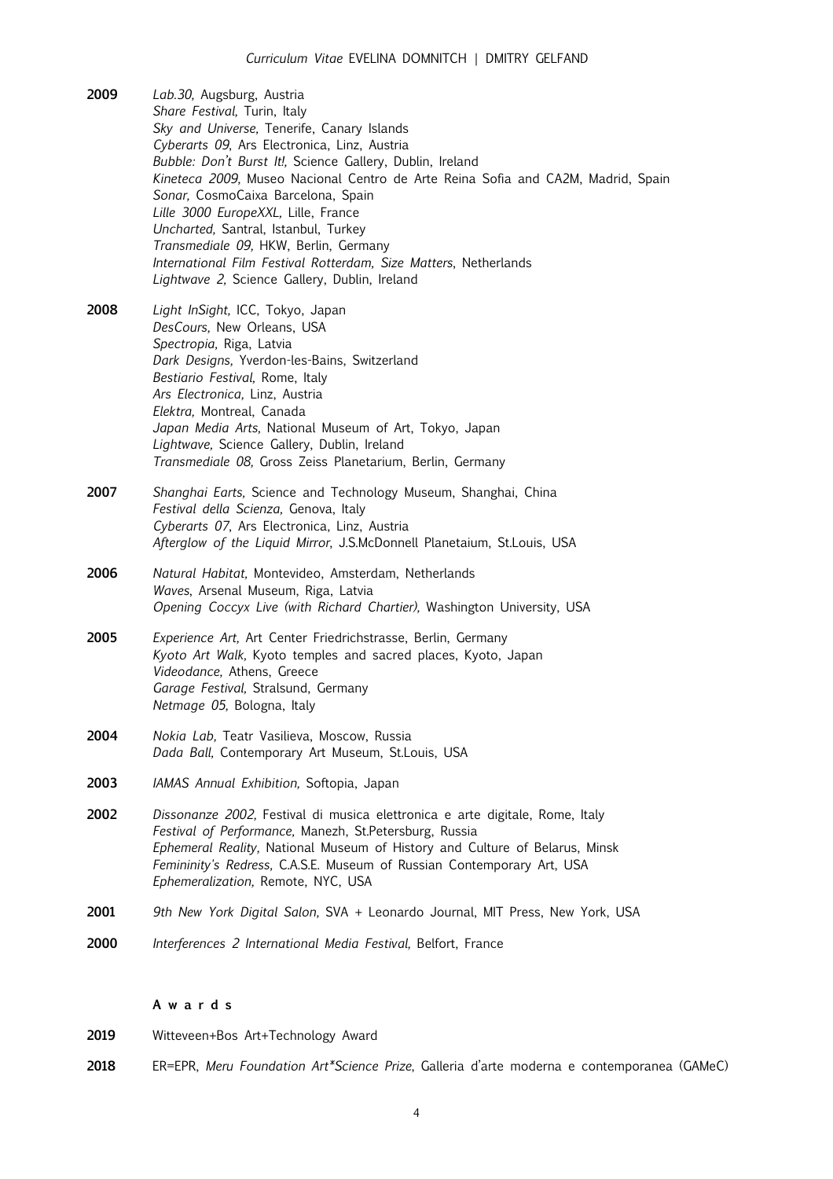**2009**
*Lab.30,* Augsburg, Austria
*Share Festival,* Turin, Italy
*Sky and Universe,* Tenerife, Canary Islands
*Cyberarts 09*, Ars Electronica, Linz, Austria
*Bubble: Don't Burst It!,* Science Gallery, Dublin, Ireland
*Kineteca 2009,* Museo Nacional Centro de Arte Reina Sofia and CA2M, Madrid, Spain
*Sonar,* CosmoCaixa Barcelona, Spain
*Lille 3000 EuropeXXL,* Lille, France
*Uncharted,* Santral, Istanbul, Turkey
*Transmediale 09,* HKW, Berlin, Germany
*International Film Festival Rotterdam, Size Matters*, Netherlands
*Lightwave 2,* Science Gallery, Dublin, Ireland

**2008**
*Light InSight,* ICC, Tokyo, Japan
*DesCours,* New Orleans, USA
*Spectropia,* Riga, Latvia
*Dark Designs,* Yverdon-les-Bains, Switzerland
*Bestiario Festival,* Rome, Italy
*Ars Electronica,* Linz, Austria
*Elektra,* Montreal, Canada
*Japan Media Arts*, National Museum of Art, Tokyo, Japan
*Lightwave,* Science Gallery, Dublin, Ireland
*Transmediale 08,* Gross Zeiss Planetarium, Berlin, Germany

**2007**
*Shanghai Earts,* Science and Technology Museum, Shanghai, China
*Festival della Scienza,* Genova, Italy
*Cyberarts 07*, Ars Electronica, Linz, Austria
*Afterglow of the Liquid Mirror*, J.S.McDonnell Planetaium, St.Louis, USA

**2006**
*Natural Habitat,* Montevideo, Amsterdam, Netherlands
*Waves*, Arsenal Museum, Riga, Latvia
*Opening Coccyx Live (with Richard Chartier),* Washington University, USA

**2005**
*Experience Art,* Art Center Friedrichstrasse, Berlin, Germany
*Kyoto Art Walk,* Kyoto temples and sacred places, Kyoto, Japan
*Videodance,* Athens, Greece
*Garage Festival,* Stralsund, Germany
*Netmage 05,* Bologna, Italy

**2004**
*Nokia Lab,* Teatr Vasilieva, Moscow, Russia
*Dada Ball*, Contemporary Art Museum, St.Louis, USA

**2003**
*IAMAS Annual Exhibition,* Softopia, Japan

**2002**
*Dissonanze 2002,* Festival di musica elettronica e arte digitale, Rome, Italy
*Festival of Performance,* Manezh, St.Petersburg, Russia
*Ephemeral Reality,* National Museum of History and Culture of Belarus, Minsk
*Femininity's Redress,* C.A.S.E. Museum of Russian Contemporary Art, USA
*Ephemeralization,* Remote, NYC, USA

**2001**
*9th New York Digital Salon,* SVA + Leonardo Journal, MIT Press, New York, USA

**2000**
*Interferences 2 International Media Festival,* Belfort, France

## Awards

**2019**
Witteveen+Bos Art+Technology Award

**2018**
ER=EPR, *Meru Foundation Art*Science Prize*, Galleria d'arte moderna e contemporanea (GAMeC)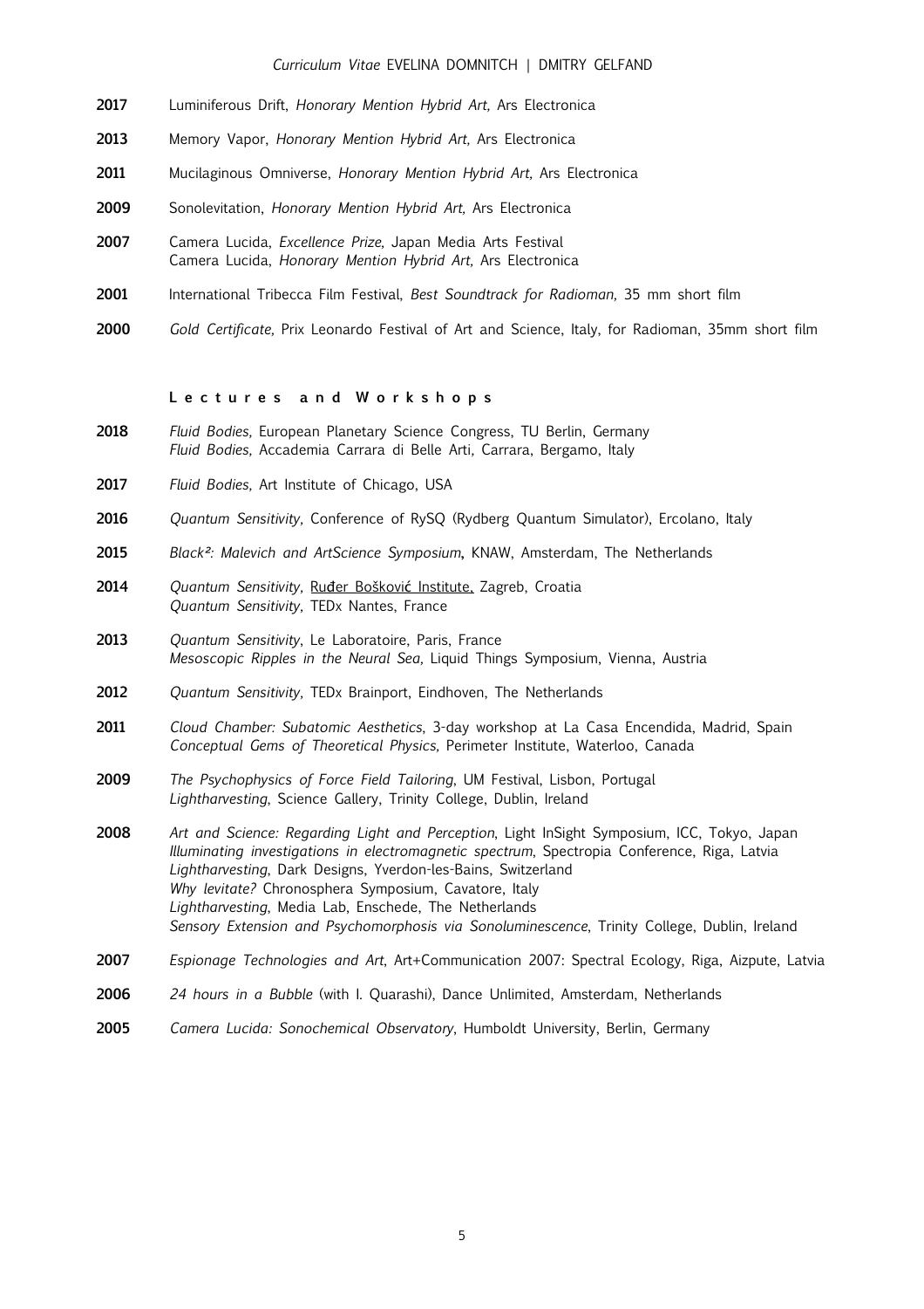**2017** Luminiferous Drift, *Honorary Mention Hybrid Art,* Ars Electronica

**2013** Memory Vapor, *Honorary Mention Hybrid Art,* Ars Electronica

**2011** Mucilaginous Omniverse, *Honorary Mention Hybrid Art,* Ars Electronica

**2009** Sonolevitation, *Honorary Mention Hybrid Art,* Ars Electronica

**2007** Camera Lucida, *Excellence Prize,* Japan Media Arts Festival
Camera Lucida, *Honorary Mention Hybrid Art,* Ars Electronica

**2001** International Tribecca Film Festival, *Best Soundtrack for Radioman,* 35 mm short film

**2000** *Gold Certificate,* Prix Leonardo Festival of Art and Science, Italy, for Radioman, 35mm short film

## Lectures and Workshops

**2018** *Fluid Bodies,* European Planetary Science Congress, TU Berlin, Germany
*Fluid Bodies,* Accademia Carrara di Belle Arti, Carrara, Bergamo, Italy

**2017** *Fluid Bodies,* Art Institute of Chicago, USA

**2016** *Quantum Sensitivity,* Conference of RySQ (Rydberg Quantum Simulator), Ercolano, Italy

**2015** *Black²: Malevich and ArtScience Symposium*, KNAW, Amsterdam, The Netherlands

**2014** *Quantum Sensitivity,* Ruđer Bošković Institute, Zagreb, Croatia
*Quantum Sensitivity*, TEDx Nantes, France

**2013** *Quantum Sensitivity*, Le Laboratoire, Paris, France
*Mesoscopic Ripples in the Neural Sea,* Liquid Things Symposium, Vienna, Austria

**2012** *Quantum Sensitivity,* TEDx Brainport, Eindhoven, The Netherlands

**2011** *Cloud Chamber: Subatomic Aesthetics*, 3-day workshop at La Casa Encendida, Madrid, Spain
*Conceptual Gems of Theoretical Physics,* Perimeter Institute, Waterloo, Canada

**2009** *The Psychophysics of Force Field Tailoring*, UM Festival, Lisbon, Portugal
*Lightharvesting*, Science Gallery, Trinity College, Dublin, Ireland

**2008** *Art and Science: Regarding Light and Perception*, Light InSight Symposium, ICC, Tokyo, Japan
*Illuminating investigations in electromagnetic spectrum*, Spectropia Conference, Riga, Latvia
*Lightharvesting*, Dark Designs, Yverdon-les-Bains, Switzerland
*Why levitate?* Chronosphera Symposium, Cavatore, Italy
*Lightharvesting*, Media Lab, Enschede, The Netherlands
*Sensory Extension and Psychomorphosis via Sonoluminescence*, Trinity College, Dublin, Ireland

**2007** *Espionage Technologies and Art*, Art+Communication 2007: Spectral Ecology, Riga, Aizpute, Latvia

**2006** *24 hours in a Bubble* (with I. Quarashi), Dance Unlimited, Amsterdam, Netherlands

**2005** *Camera Lucida: Sonochemical Observatory*, Humboldt University, Berlin, Germany